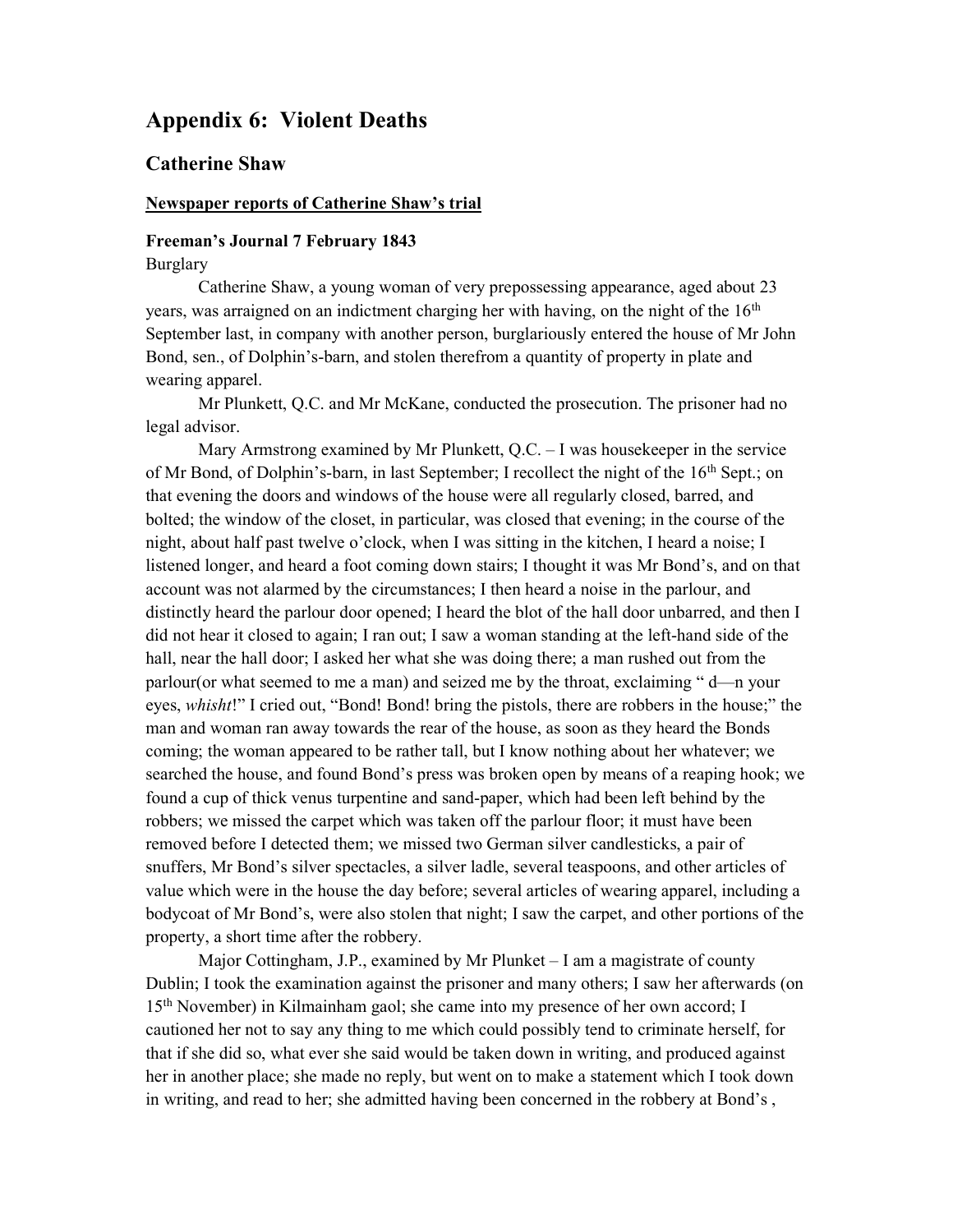# Appendix 6: Violent Deaths

## Catherine Shaw

**Newspaper reports of Catherine Shaw's trial**

**Freeman's Journal 7 February 1843**

Burglary

Catherine Shaw, a young woman of very prepossessing appearance, aged about 23 years, was arraigned on an indictment charging her with having, on the night of the 16th September last, in company with another person, burglariously entered the house of Mr John Bond, sen., of Dolphin's-barn, and stolen therefrom a quantity of property in plate and wearing apparel.

Mr Plunkett, Q.C. and Mr McKane, conducted the prosecution. The prisoner had no legal advisor.

Mary Armstrong examined by Mr Plunkett, Q.C. – I was housekeeper in the service of Mr Bond, of Dolphin's-barn, in last September; I recollect the night of the 16th Sept.; on that evening the doors and windows of the house were all regularly closed, barred, and bolted; the window of the closet, in particular, was closed that evening; in the course of the night, about half past twelve o'clock, when I was sitting in the kitchen, I heard a noise; I listened longer, and heard a foot coming down stairs; I thought it was Mr Bond's, and on that account was not alarmed by the circumstances; I then heard a noise in the parlour, and distinctly heard the parlour door opened; I heard the blot of the hall door unbarred, and then I did not hear it closed to again; I ran out; I saw a woman standing at the left-hand side of the hall, near the hall door; I asked her what she was doing there; a man rushed out from the parlour(or what seemed to me a man) and seized me by the throat, exclaiming " d—n your eyes, *whisht*!" I cried out, "Bond! Bond! bring the pistols, there are robbers in the house;" the man and woman ran away towards the rear of the house, as soon as they heard the Bonds coming; the woman appeared to be rather tall, but I know nothing about her whatever; we searched the house, and found Bond's press was broken open by means of a reaping hook; we found a cup of thick venus turpentine and sand-paper, which had been left behind by the robbers; we missed the carpet which was taken off the parlour floor; it must have been removed before I detected them; we missed two German silver candlesticks, a pair of snuffers, Mr Bond's silver spectacles, a silver ladle, several teaspoons, and other articles of value which were in the house the day before; several articles of wearing apparel, including a bodycoat of Mr Bond's, were also stolen that night; I saw the carpet, and other portions of the property, a short time after the robbery.

Major Cottingham, J.P., examined by Mr Plunket – I am a magistrate of county Dublin; I took the examination against the prisoner and many others; I saw her afterwards (on 15th November) in Kilmainham gaol; she came into my presence of her own accord; I cautioned her not to say any thing to me which could possibly tend to criminate herself, for that if she did so, what ever she said would be taken down in writing, and produced against her in another place; she made no reply, but went on to make a statement which I took down in writing, and read to her; she admitted having been concerned in the robbery at Bond's ,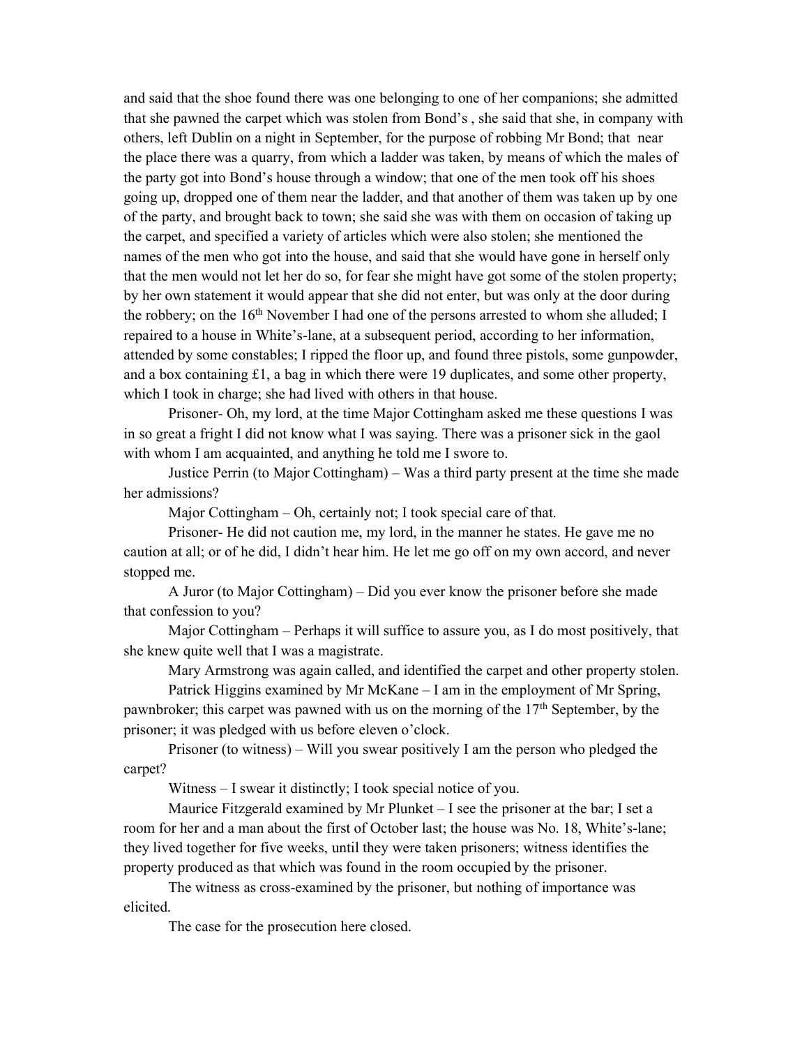and said that the shoe found there was one belonging to one of her companions; she admitted that she pawned the carpet which was stolen from Bond's , she said that she, in company with others, left Dublin on a night in September, for the purpose of robbing Mr Bond; that near the place there was a quarry, from which a ladder was taken, by means of which the males of the party got into Bond's house through a window; that one of the men took off his shoes going up, dropped one of them near the ladder, and that another of them was taken up by one of the party, and brought back to town; she said she was with them on occasion of taking up the carpet, and specified a variety of articles which were also stolen; she mentioned the names of the men who got into the house, and said that she would have gone in herself only that the men would not let her do so, for fear she might have got some of the stolen property; by her own statement it would appear that she did not enter, but was only at the door during the robbery; on the 16th November I had one of the persons arrested to whom she alluded; I repaired to a house in White's-lane, at a subsequent period, according to her information, attended by some constables; I ripped the floor up, and found three pistols, some gunpowder, and a box containing £1, a bag in which there were 19 duplicates, and some other property, which I took in charge; she had lived with others in that house.

Prisoner- Oh, my lord, at the time Major Cottingham asked me these questions I was in so great a fright I did not know what I was saying. There was a prisoner sick in the gaol with whom I am acquainted, and anything he told me I swore to.

Justice Perrin (to Major Cottingham) – Was a third party present at the time she made her admissions?

Major Cottingham – Oh, certainly not; I took special care of that.

Prisoner- He did not caution me, my lord, in the manner he states. He gave me no caution at all; or of he did, I didn't hear him. He let me go off on my own accord, and never stopped me.

A Juror (to Major Cottingham) – Did you ever know the prisoner before she made that confession to you?

Major Cottingham – Perhaps it will suffice to assure you, as I do most positively, that she knew quite well that I was a magistrate.

Mary Armstrong was again called, and identified the carpet and other property stolen.

Patrick Higgins examined by Mr McKane – I am in the employment of Mr Spring, pawnbroker; this carpet was pawned with us on the morning of the 17th September, by the prisoner; it was pledged with us before eleven o'clock.

Prisoner (to witness) – Will you swear positively I am the person who pledged the carpet?

Witness – I swear it distinctly; I took special notice of you.

Maurice Fitzgerald examined by Mr Plunket – I see the prisoner at the bar; I set a room for her and a man about the first of October last; the house was No. 18, White's-lane; they lived together for five weeks, until they were taken prisoners; witness identifies the property produced as that which was found in the room occupied by the prisoner.

The witness as cross-examined by the prisoner, but nothing of importance was elicited.

The case for the prosecution here closed.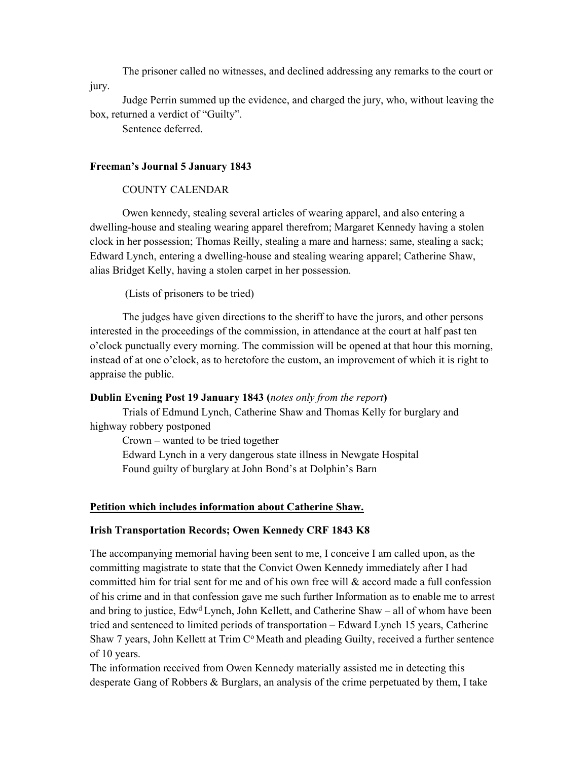The prisoner called no witnesses, and declined addressing any remarks to the court or jury.

Judge Perrin summed up the evidence, and charged the jury, who, without leaving the box, returned a verdict of "Guilty".

Sentence deferred.

**Freeman's Journal 5 January 1843**

COUNTY CALENDAR

Owen kennedy, stealing several articles of wearing apparel, and also entering a dwelling-house and stealing wearing apparel therefrom; Margaret Kennedy having a stolen clock in her possession; Thomas Reilly, stealing a mare and harness; same, stealing a sack; Edward Lynch, entering a dwelling-house and stealing wearing apparel; Catherine Shaw, alias Bridget Kelly, having a stolen carpet in her possession.

(Lists of prisoners to be tried)

The judges have given directions to the sheriff to have the jurors, and other persons interested in the proceedings of the commission, in attendance at the court at half past ten o'clock punctually every morning. The commission will be opened at that hour this morning, instead of at one o'clock, as to heretofore the custom, an improvement of which it is right to appraise the public.

**Dublin Evening Post 19 January 1843 (*notes only from the report*)**

Trials of Edmund Lynch, Catherine Shaw and Thomas Kelly for burglary and highway robbery postponed

Crown – wanted to be tried together

Edward Lynch in a very dangerous state illness in Newgate Hospital

Found guilty of burglary at John Bond's at Dolphin's Barn

**Petition which includes information about Catherine Shaw.**

**Irish Transportation Records; Owen Kennedy CRF 1843 K8**

The accompanying memorial having been sent to me, I conceive I am called upon, as the committing magistrate to state that the Convict Owen Kennedy immediately after I had committed him for trial sent for me and of his own free will & accord made a full confession of his crime and in that confession gave me such further Information as to enable me to arrest and bring to justice, Edw[d] Lynch, John Kellett, and Catherine Shaw – all of whom have been tried and sentenced to limited periods of transportation – Edward Lynch 15 years, Catherine Shaw 7 years, John Kellett at Trim C[o] Meath and pleading Guilty, received a further sentence of 10 years.

The information received from Owen Kennedy materially assisted me in detecting this desperate Gang of Robbers & Burglars, an analysis of the crime perpetuated by them, I take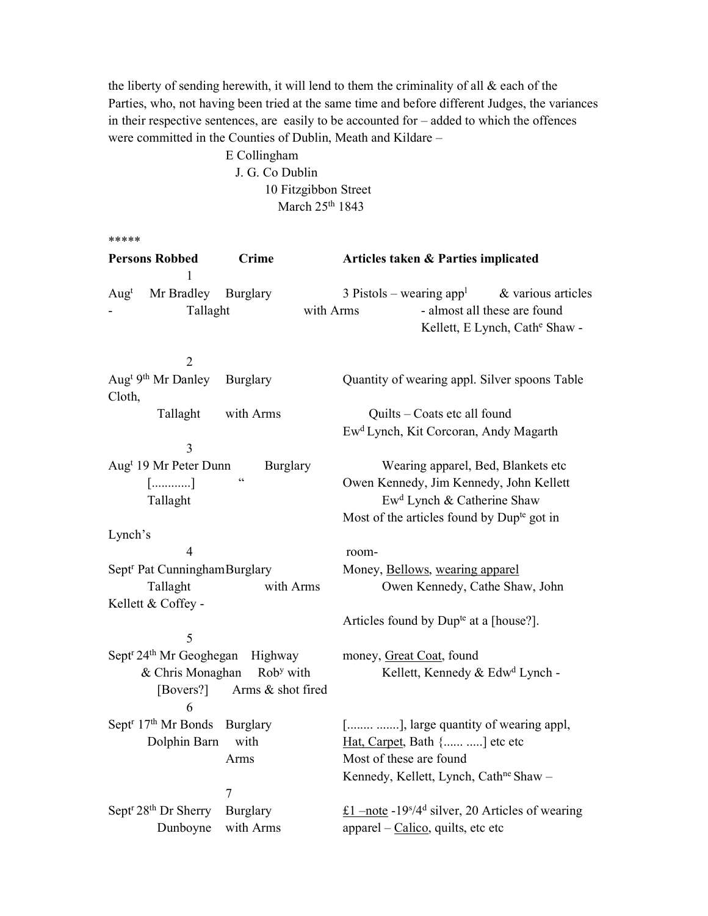the liberty of sending herewith, it will lend to them the criminality of all & each of the Parties, who, not having been tried at the same time and before different Judges, the variances in their respective sentences, are easily to be accounted for – added to which the offences were committed in the Counties of Dublin, Meath and Kildare –

E Collingham
J. G. Co Dublin
10 Fitzgibbon Street
March 25th 1843

*****

| Persons Robbed | Crime | Articles taken & Parties implicated |
|---|---|---|
| 1<br>Augt - Mr Bradley Tallaght | Burglary with Arms | 3 Pistols – wearing appl & various articles - almost all these are found<br>Kellett, E Lynch, Cathe Shaw - |
| 2<br>Augt 9th Mr Danley Tallaght | Burglary with Arms | Quantity of wearing appl. Silver spoons Table Cloth, Quilts – Coats etc all found<br>Ewd Lynch, Kit Corcoran, Andy Magarth |
| 3<br>Augt 19 Mr Peter Dunn [............] Tallaght | Burglary " | Wearing apparel, Bed, Blankets etc<br>Owen Kennedy, Jim Kennedy, John Kellett Ewd Lynch & Catherine Shaw<br>Most of the articles found by Dupte got in Lynch's room- |
| 4<br>Septr Pat Cunningham Tallaght | Burglary with Arms | Money, <u>Bellows</u>, <u>wearing apparel</u><br>Owen Kennedy, Cathe Shaw, John Kellett & Coffey -<br>Articles found by Dupte at a [house?]. |
| 5<br>Septr 24th Mr Geoghegan & Chris Monaghan [Bovers?] | Highway Roby with Arms & shot fired | money, <u>Great Coat</u>, found<br>Kellett, Kennedy & Edwd Lynch - |
| 6<br>Septr 17th Mr Bonds Dolphin Barn | Burglary with Arms | [........ .......], large quantity of wearing appl, <u>Hat, Carpet</u>, Bath {...... .....] etc etc<br>Most of these are found<br>Kennedy, Kellett, Lynch, Cathne Shaw – |
| 7<br>Septr 28th Dr Sherry Dunboyne | Burglary with Arms | <u>£1 –note</u> -19s/4d silver, 20 Articles of wearing apparel – <u>Calico</u>, quilts, etc etc |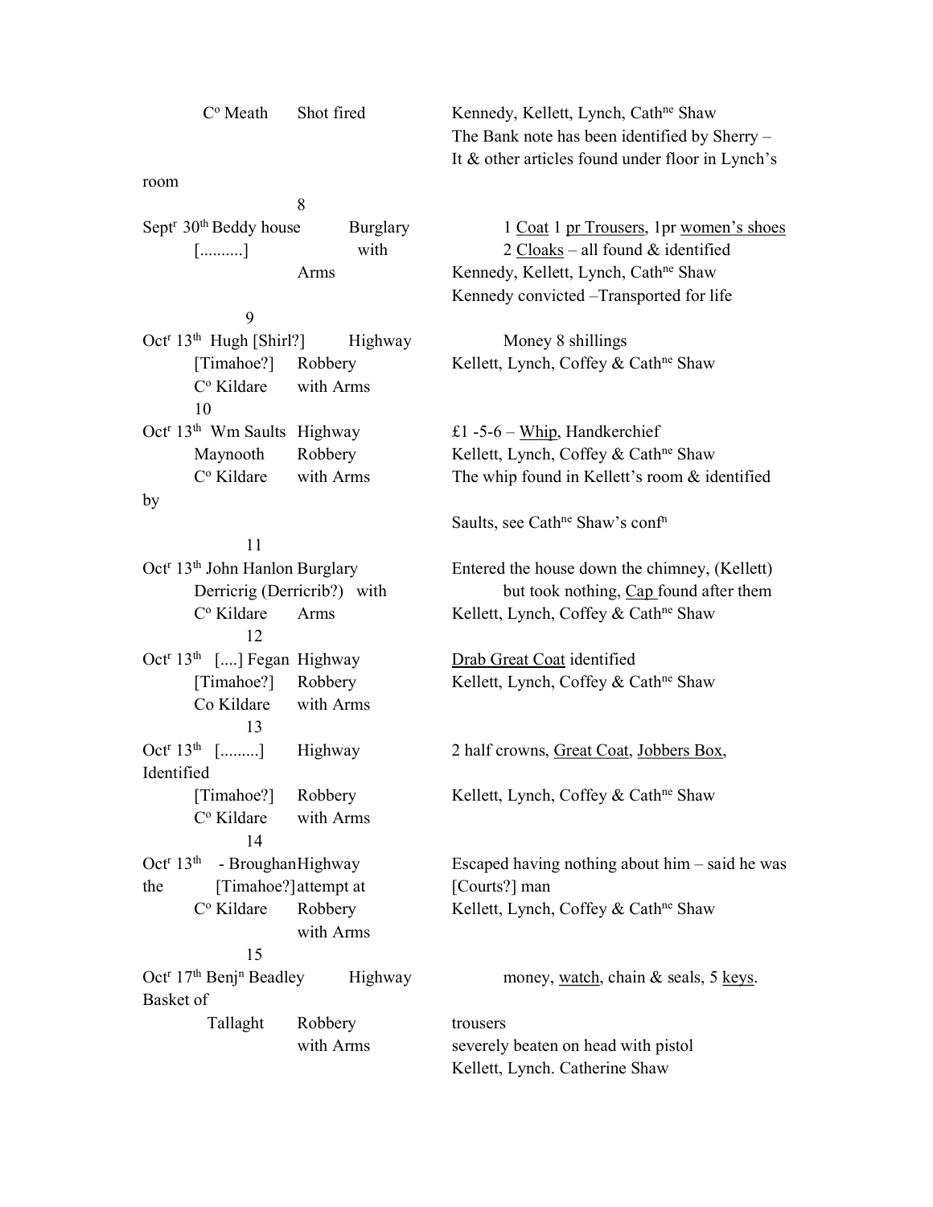| | | |
|---|---|---|
| Cº Meath | Shot fired | Kennedy, Kellett, Lynch, Cath[ne] Shaw<br>The Bank note has been identified by Sherry –<br>It & other articles found under floor in Lynch's room |
| 8<br>Sept[r] 30[th] Beddy house<br>[..........] | Burglary<br>with<br>Arms | 1 Coat 1 pr Trousers, 1pr women's shoes<br>2 Cloaks – all found & identified<br>Kennedy, Kellett, Lynch, Cath[ne] Shaw<br>Kennedy convicted –Transported for life |
| 9<br>Oct[r] 13[th] Hugh [Shirl?]<br>[Timahoe?]<br>Cº Kildare | Highway<br>Robbery<br>with Arms | Money 8 shillings<br>Kellett, Lynch, Coffey & Cath[ne] Shaw |
| 10<br>Oct[r] 13[th] Wm Saults<br>Maynooth<br>Cº Kildare | Highway<br>Robbery<br>with Arms | £1 -5-6 – Whip, Handkerchief<br>Kellett, Lynch, Coffey & Cath[ne] Shaw<br>The whip found in Kellett's room & identified by<br>Saults, see Cath[ne] Shaw's conf[n] |
| 11<br>Oct[r] 13[th] John Hanlon<br>Derricrig (Derricrib?)<br>Cº Kildare | Burglary<br>with<br>Arms | Entered the house down the chimney, (Kellett)<br>but took nothing, Cap found after them<br>Kellett, Lynch, Coffey & Cath[ne] Shaw |
| 12<br>Oct[r] 13[th] [....] Fegan<br>[Timahoe?]<br>Co Kildare | Highway<br>Robbery<br>with Arms | Drab Great Coat identified<br>Kellett, Lynch, Coffey & Cath[ne] Shaw |
| 13<br>Oct[r] 13[th] [.........]<br>[Timahoe?]<br>Cº Kildare | Highway<br>Robbery<br>with Arms | 2 half crowns, Great Coat, Jobbers Box, Identified<br>Kellett, Lynch, Coffey & Cath[ne] Shaw |
| 14<br>Oct[r] 13[th] - Broughan<br>[Timahoe?]<br>Cº Kildare | Highway<br>attempt at<br>Robbery<br>with Arms | Escaped having nothing about him – said he was the [Courts?] man<br>Kellett, Lynch, Coffey & Cath[ne] Shaw |
| 15<br>Oct[r] 17[th] Benj[n] Beadley<br>Tallaght | Highway<br>Robbery<br>with Arms | money, watch, chain & seals, 5 keys. Basket of trousers<br>severely beaten on head with pistol<br>Kellett, Lynch. Catherine Shaw |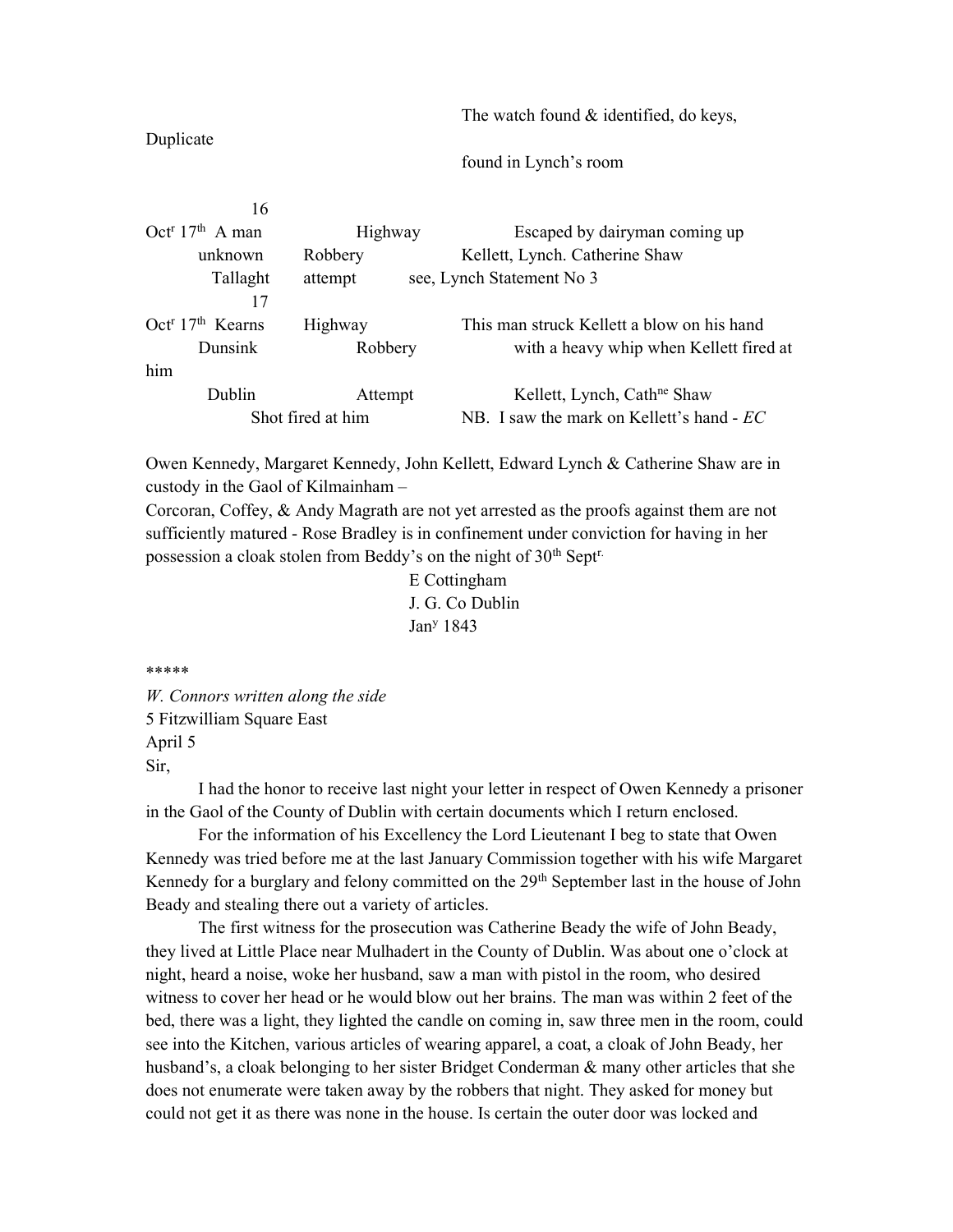| | | | |
|---|---|---|---|
| Duplicate | | | The watch found & identified, do keys, found in Lynch's room |
| 16 | | | |
| Oct[r] 17[th] | A man unknown Tallaght | Highway Robbery attempt | Escaped by dairyman coming up Kellett, Lynch. Catherine Shaw see, Lynch Statement No 3 |
| 17 | | | |
| Oct[r] 17[th] | Kearns Dunsink Dublin | Highway Robbery Attempt Shot fired at him | This man struck Kellett a blow on his hand with a heavy whip when Kellett fired at him Kellett, Lynch, Cath[ne] Shaw NB. I saw the mark on Kellett's hand - *EC* |

Owen Kennedy, Margaret Kennedy, John Kellett, Edward Lynch & Catherine Shaw are in custody in the Gaol of Kilmainham –

Corcoran, Coffey, & Andy Magrath are not yet arrested as the proofs against them are not sufficiently matured - Rose Bradley is in confinement under conviction for having in her possession a cloak stolen from Beddy's on the night of 30[th] Sept[r.]

E Cottingham
J. G. Co Dublin
Jan[y] 1843

*****

*W. Connors written along the side*
5 Fitzwilliam Square East
April 5
Sir,

I had the honor to receive last night your letter in respect of Owen Kennedy a prisoner in the Gaol of the County of Dublin with certain documents which I return enclosed.

For the information of his Excellency the Lord Lieutenant I beg to state that Owen Kennedy was tried before me at the last January Commission together with his wife Margaret Kennedy for a burglary and felony committed on the 29[th] September last in the house of John Beady and stealing there out a variety of articles.

The first witness for the prosecution was Catherine Beady the wife of John Beady, they lived at Little Place near Mulhadert in the County of Dublin. Was about one o'clock at night, heard a noise, woke her husband, saw a man with pistol in the room, who desired witness to cover her head or he would blow out her brains. The man was within 2 feet of the bed, there was a light, they lighted the candle on coming in, saw three men in the room, could see into the Kitchen, various articles of wearing apparel, a coat, a cloak of John Beady, her husband's, a cloak belonging to her sister Bridget Conderman & many other articles that she does not enumerate were taken away by the robbers that night. They asked for money but could not get it as there was none in the house. Is certain the outer door was locked and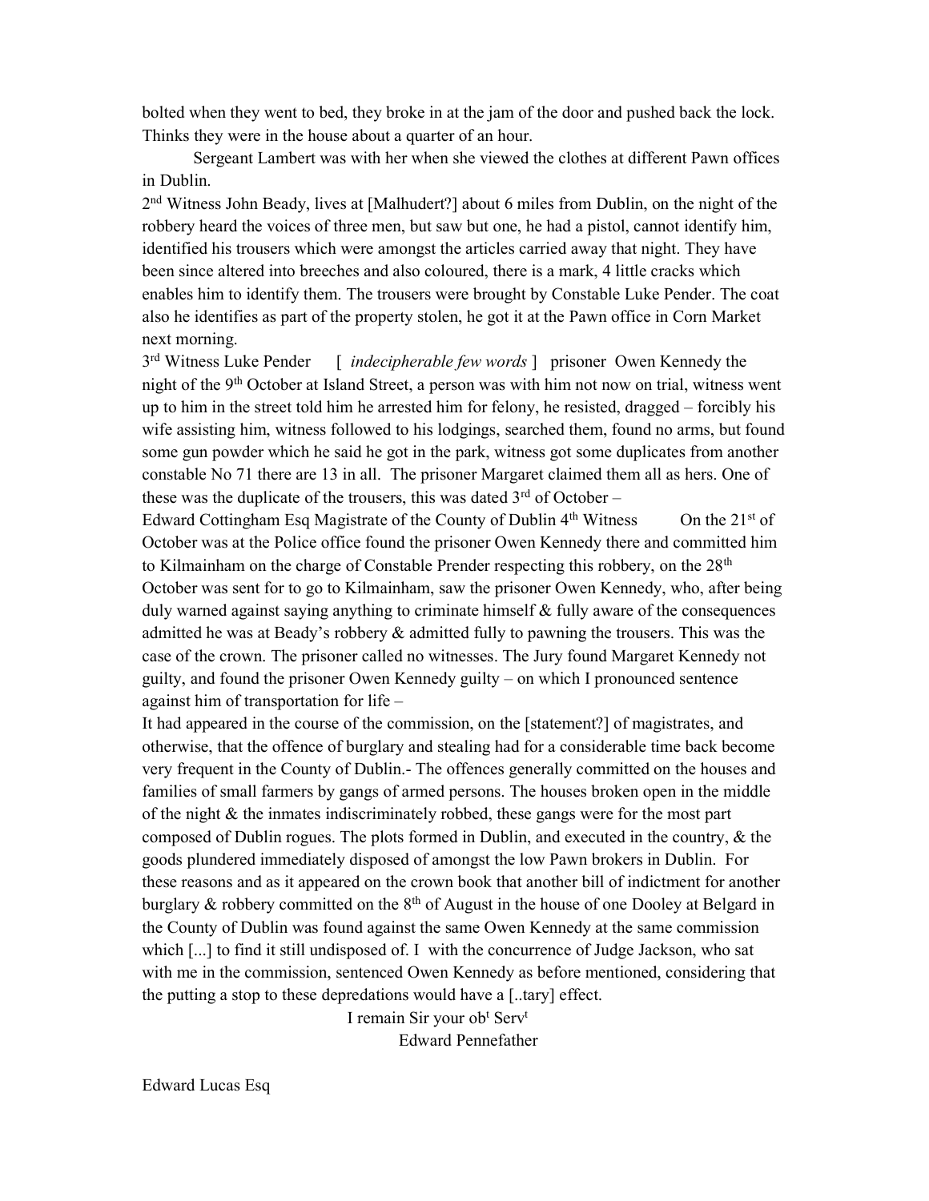bolted when they went to bed, they broke in at the jam of the door and pushed back the lock. Thinks they were in the house about a quarter of an hour.

Sergeant Lambert was with her when she viewed the clothes at different Pawn offices in Dublin.

2nd Witness John Beady, lives at [Malhudert?] about 6 miles from Dublin, on the night of the robbery heard the voices of three men, but saw but one, he had a pistol, cannot identify him, identified his trousers which were amongst the articles carried away that night. They have been since altered into breeches and also coloured, there is a mark, 4 little cracks which enables him to identify them. The trousers were brought by Constable Luke Pender. The coat also he identifies as part of the property stolen, he got it at the Pawn office in Corn Market next morning.

3rd Witness Luke Pender [ *indecipherable few words* ] prisoner Owen Kennedy the night of the 9th October at Island Street, a person was with him not now on trial, witness went up to him in the street told him he arrested him for felony, he resisted, dragged – forcibly his wife assisting him, witness followed to his lodgings, searched them, found no arms, but found some gun powder which he said he got in the park, witness got some duplicates from another constable No 71 there are 13 in all. The prisoner Margaret claimed them all as hers. One of these was the duplicate of the trousers, this was dated 3rd of October –

Edward Cottingham Esq Magistrate of the County of Dublin 4th Witness On the 21st of October was at the Police office found the prisoner Owen Kennedy there and committed him to Kilmainham on the charge of Constable Prender respecting this robbery, on the 28th October was sent for to go to Kilmainham, saw the prisoner Owen Kennedy, who, after being duly warned against saying anything to criminate himself & fully aware of the consequences admitted he was at Beady's robbery & admitted fully to pawning the trousers. This was the case of the crown. The prisoner called no witnesses. The Jury found Margaret Kennedy not guilty, and found the prisoner Owen Kennedy guilty – on which I pronounced sentence against him of transportation for life –

It had appeared in the course of the commission, on the [statement?] of magistrates, and otherwise, that the offence of burglary and stealing had for a considerable time back become very frequent in the County of Dublin.- The offences generally committed on the houses and families of small farmers by gangs of armed persons. The houses broken open in the middle of the night & the inmates indiscriminately robbed, these gangs were for the most part composed of Dublin rogues. The plots formed in Dublin, and executed in the country, & the goods plundered immediately disposed of amongst the low Pawn brokers in Dublin. For these reasons and as it appeared on the crown book that another bill of indictment for another burglary & robbery committed on the 8th of August in the house of one Dooley at Belgard in the County of Dublin was found against the same Owen Kennedy at the same commission which [...] to find it still undisposed of. I with the concurrence of Judge Jackson, who sat with me in the commission, sentenced Owen Kennedy as before mentioned, considering that the putting a stop to these depredations would have a [..tary] effect.

I remain Sir your obt Servt
Edward Pennefather

Edward Lucas Esq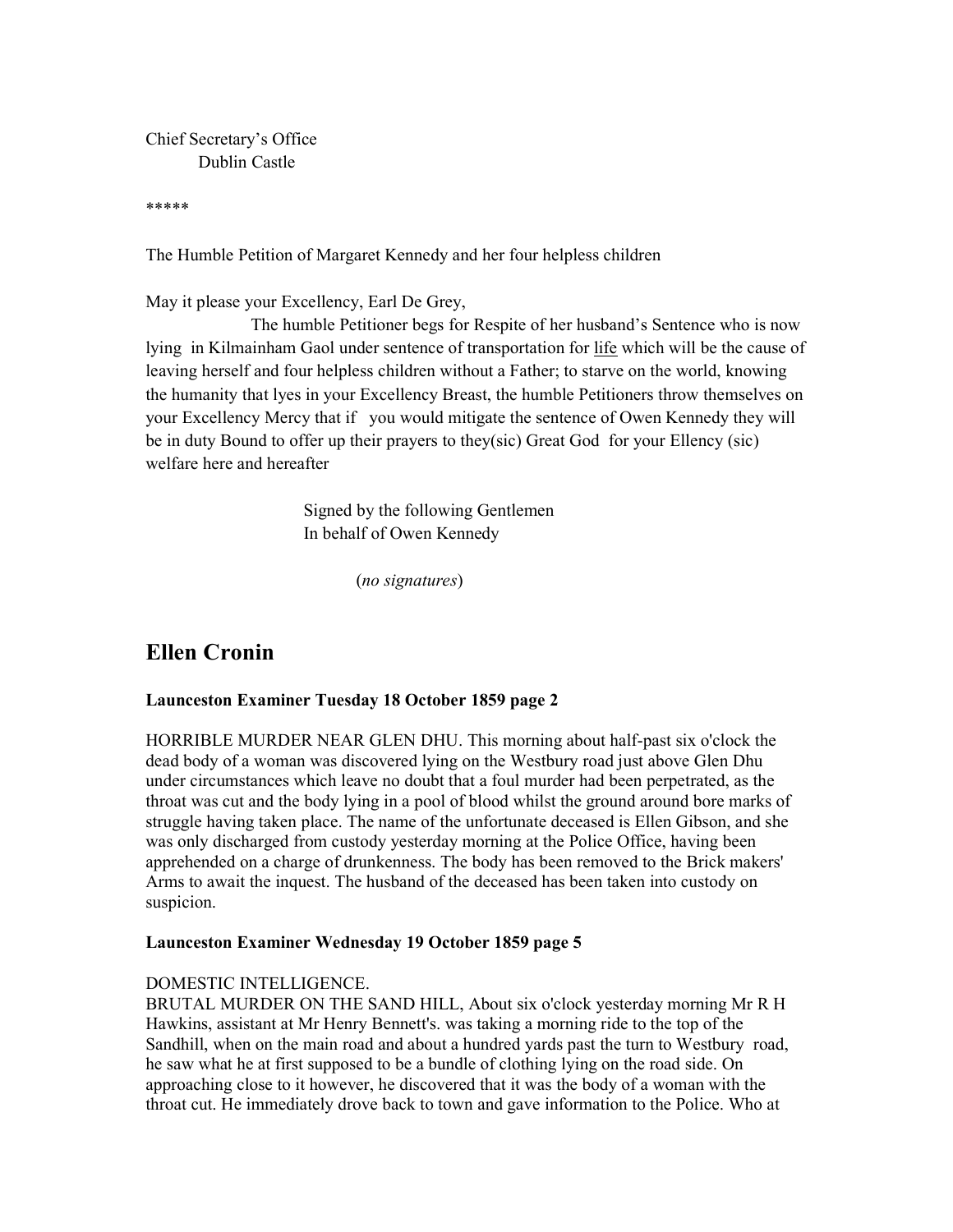Chief Secretary's Office
Dublin Castle

*****

The Humble Petition of Margaret Kennedy and her four helpless children

May it please your Excellency, Earl De Grey,

The humble Petitioner begs for Respite of her husband's Sentence who is now lying in Kilmainham Gaol under sentence of transportation for <u>life</u> which will be the cause of leaving herself and four helpless children without a Father; to starve on the world, knowing the humanity that lyes in your Excellency Breast, the humble Petitioners throw themselves on your Excellency Mercy that if you would mitigate the sentence of Owen Kennedy they will be in duty Bound to offer up their prayers to they(sic) Great God for your Ellency (sic) welfare here and hereafter

Signed by the following Gentlemen
In behalf of Owen Kennedy

(*no signatures*)

## Ellen Cronin

**Launceston Examiner Tuesday 18 October 1859 page 2**

HORRIBLE MURDER NEAR GLEN DHU. This morning about half-past six o'clock the dead body of a woman was discovered lying on the Westbury road just above Glen Dhu under circumstances which leave no doubt that a foul murder had been perpetrated, as the throat was cut and the body lying in a pool of blood whilst the ground around bore marks of struggle having taken place. The name of the unfortunate deceased is Ellen Gibson, and she was only discharged from custody yesterday morning at the Police Office, having been apprehended on a charge of drunkenness. The body has been removed to the Brick makers' Arms to await the inquest. The husband of the deceased has been taken into custody on suspicion.

**Launceston Examiner Wednesday 19 October 1859 page 5**

DOMESTIC INTELLIGENCE.
BRUTAL MURDER ON THE SAND HILL, About six o'clock yesterday morning Mr R H Hawkins, assistant at Mr Henry Bennett's. was taking a morning ride to the top of the Sandhill, when on the main road and about a hundred yards past the turn to Westbury road, he saw what he at first supposed to be a bundle of clothing lying on the road side. On approaching close to it however, he discovered that it was the body of a woman with the throat cut. He immediately drove back to town and gave information to the Police. Who at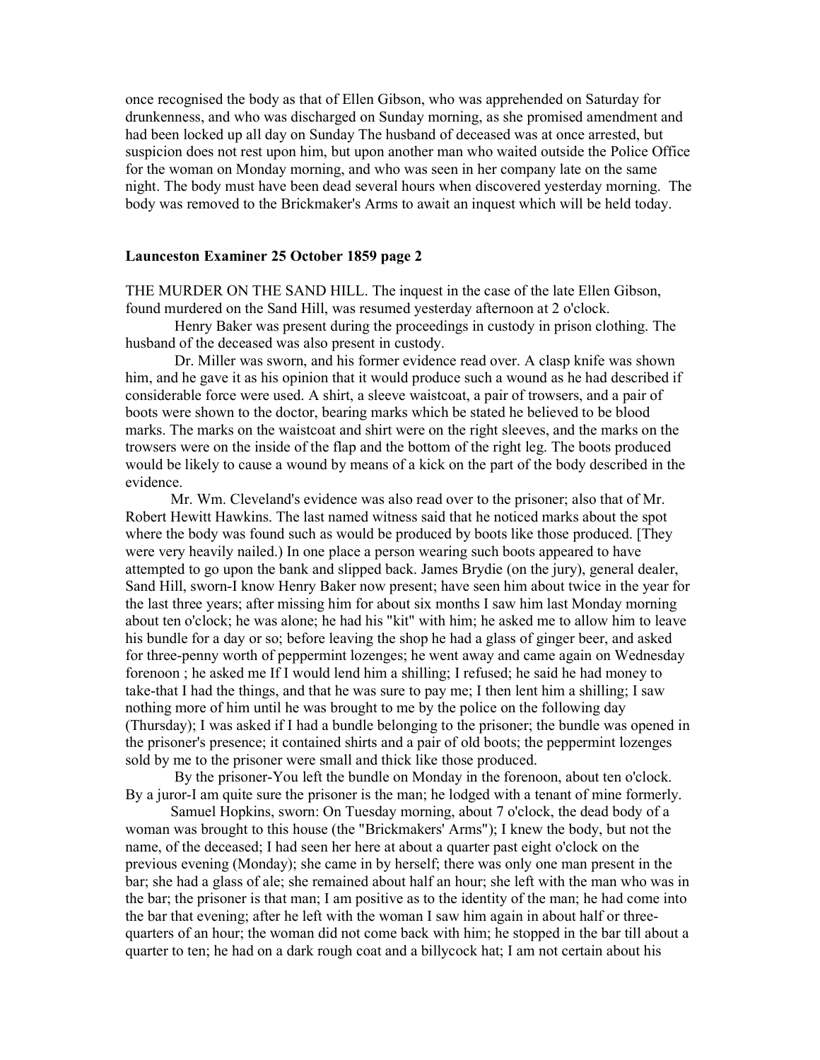once recognised the body as that of Ellen Gibson, who was apprehended on Saturday for drunkenness, and who was discharged on Sunday morning, as she promised amendment and had been locked up all day on Sunday The husband of deceased was at once arrested, but suspicion does not rest upon him, but upon another man who waited outside the Police Office for the woman on Monday morning, and who was seen in her company late on the same night. The body must have been dead several hours when discovered yesterday morning. The body was removed to the Brickmaker's Arms to await an inquest which will be held today.

**Launceston Examiner 25 October 1859 page 2**

THE MURDER ON THE SAND HILL. The inquest in the case of the late Ellen Gibson, found murdered on the Sand Hill, was resumed yesterday afternoon at 2 o'clock.

Henry Baker was present during the proceedings in custody in prison clothing. The husband of the deceased was also present in custody.

Dr. Miller was sworn, and his former evidence read over. A clasp knife was shown him, and he gave it as his opinion that it would produce such a wound as he had described if considerable force were used. A shirt, a sleeve waistcoat, a pair of trowsers, and a pair of boots were shown to the doctor, bearing marks which be stated he believed to be blood marks. The marks on the waistcoat and shirt were on the right sleeves, and the marks on the trowsers were on the inside of the flap and the bottom of the right leg. The boots produced would be likely to cause a wound by means of a kick on the part of the body described in the evidence.

Mr. Wm. Cleveland's evidence was also read over to the prisoner; also that of Mr. Robert Hewitt Hawkins. The last named witness said that he noticed marks about the spot where the body was found such as would be produced by boots like those produced. [They were very heavily nailed.) In one place a person wearing such boots appeared to have attempted to go upon the bank and slipped back. James Brydie (on the jury), general dealer, Sand Hill, sworn-I know Henry Baker now present; have seen him about twice in the year for the last three years; after missing him for about six months I saw him last Monday morning about ten o'clock; he was alone; he had his "kit" with him; he asked me to allow him to leave his bundle for a day or so; before leaving the shop he had a glass of ginger beer, and asked for three-penny worth of peppermint lozenges; he went away and came again on Wednesday forenoon ; he asked me If I would lend him a shilling; I refused; he said he had money to take-that I had the things, and that he was sure to pay me; I then lent him a shilling; I saw nothing more of him until he was brought to me by the police on the following day (Thursday); I was asked if I had a bundle belonging to the prisoner; the bundle was opened in the prisoner's presence; it contained shirts and a pair of old boots; the peppermint lozenges sold by me to the prisoner were small and thick like those produced.

By the prisoner-You left the bundle on Monday in the forenoon, about ten o'clock. By a juror-I am quite sure the prisoner is the man; he lodged with a tenant of mine formerly.

Samuel Hopkins, sworn: On Tuesday morning, about 7 o'clock, the dead body of a woman was brought to this house (the "Brickmakers' Arms"); I knew the body, but not the name, of the deceased; I had seen her here at about a quarter past eight o'clock on the previous evening (Monday); she came in by herself; there was only one man present in the bar; she had a glass of ale; she remained about half an hour; she left with the man who was in the bar; the prisoner is that man; I am positive as to the identity of the man; he had come into the bar that evening; after he left with the woman I saw him again in about half or three-quarters of an hour; the woman did not come back with him; he stopped in the bar till about a quarter to ten; he had on a dark rough coat and a billycock hat; I am not certain about his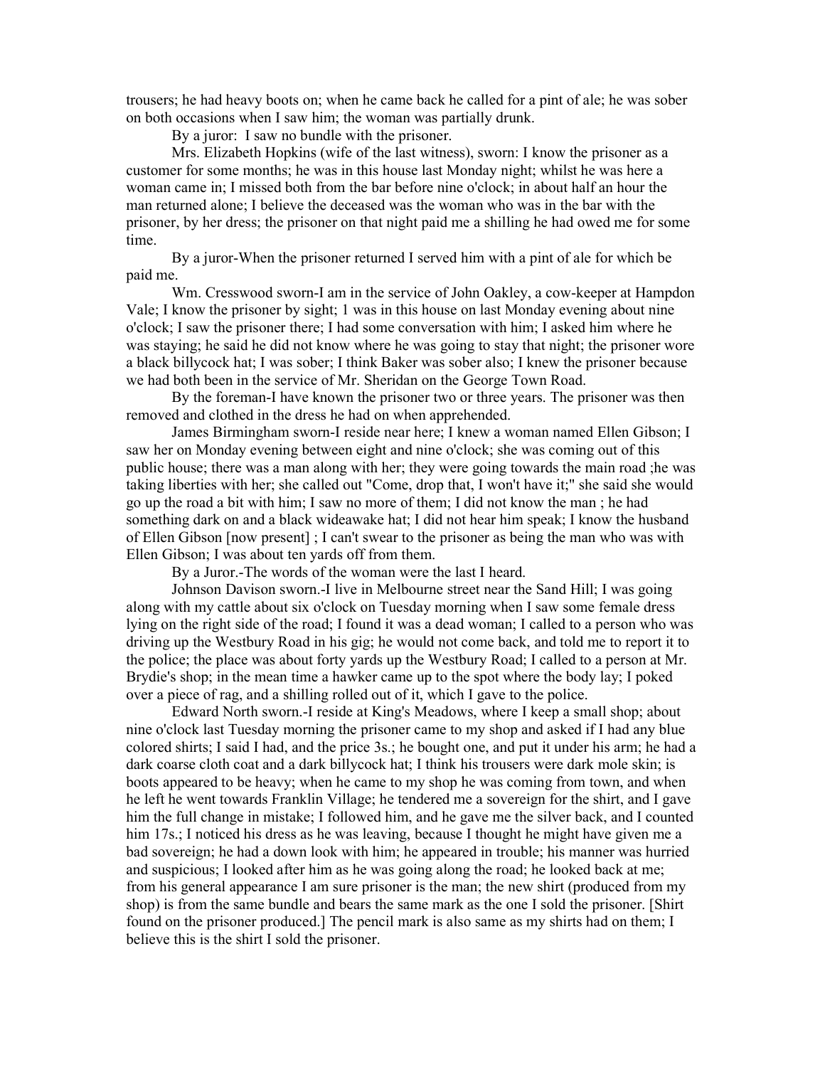trousers; he had heavy boots on; when he came back he called for a pint of ale; he was sober on both occasions when I saw him; the woman was partially drunk.

By a juror: I saw no bundle with the prisoner.

Mrs. Elizabeth Hopkins (wife of the last witness), sworn: I know the prisoner as a customer for some months; he was in this house last Monday night; whilst he was here a woman came in; I missed both from the bar before nine o'clock; in about half an hour the man returned alone; I believe the deceased was the woman who was in the bar with the prisoner, by her dress; the prisoner on that night paid me a shilling he had owed me for some time.

By a juror-When the prisoner returned I served him with a pint of ale for which be paid me.

Wm. Cresswood sworn-I am in the service of John Oakley, a cow-keeper at Hampdon Vale; I know the prisoner by sight; 1 was in this house on last Monday evening about nine o'clock; I saw the prisoner there; I had some conversation with him; I asked him where he was staying; he said he did not know where he was going to stay that night; the prisoner wore a black billycock hat; I was sober; I think Baker was sober also; I knew the prisoner because we had both been in the service of Mr. Sheridan on the George Town Road.

By the foreman-I have known the prisoner two or three years. The prisoner was then removed and clothed in the dress he had on when apprehended.

James Birmingham sworn-I reside near here; I knew a woman named Ellen Gibson; I saw her on Monday evening between eight and nine o'clock; she was coming out of this public house; there was a man along with her; they were going towards the main road ;he was taking liberties with her; she called out "Come, drop that, I won't have it;" she said she would go up the road a bit with him; I saw no more of them; I did not know the man ; he had something dark on and a black wideawake hat; I did not hear him speak; I know the husband of Ellen Gibson [now present] ; I can't swear to the prisoner as being the man who was with Ellen Gibson; I was about ten yards off from them.

By a Juror.-The words of the woman were the last I heard.

Johnson Davison sworn.-I live in Melbourne street near the Sand Hill; I was going along with my cattle about six o'clock on Tuesday morning when I saw some female dress lying on the right side of the road; I found it was a dead woman; I called to a person who was driving up the Westbury Road in his gig; he would not come back, and told me to report it to the police; the place was about forty yards up the Westbury Road; I called to a person at Mr. Brydie's shop; in the mean time a hawker came up to the spot where the body lay; I poked over a piece of rag, and a shilling rolled out of it, which I gave to the police.

Edward North sworn.-I reside at King's Meadows, where I keep a small shop; about nine o'clock last Tuesday morning the prisoner came to my shop and asked if I had any blue colored shirts; I said I had, and the price 3s.; he bought one, and put it under his arm; he had a dark coarse cloth coat and a dark billycock hat; I think his trousers were dark mole skin; is boots appeared to be heavy; when he came to my shop he was coming from town, and when he left he went towards Franklin Village; he tendered me a sovereign for the shirt, and I gave him the full change in mistake; I followed him, and he gave me the silver back, and I counted him 17s.; I noticed his dress as he was leaving, because I thought he might have given me a bad sovereign; he had a down look with him; he appeared in trouble; his manner was hurried and suspicious; I looked after him as he was going along the road; he looked back at me; from his general appearance I am sure prisoner is the man; the new shirt (produced from my shop) is from the same bundle and bears the same mark as the one I sold the prisoner. [Shirt found on the prisoner produced.] The pencil mark is also same as my shirts had on them; I believe this is the shirt I sold the prisoner.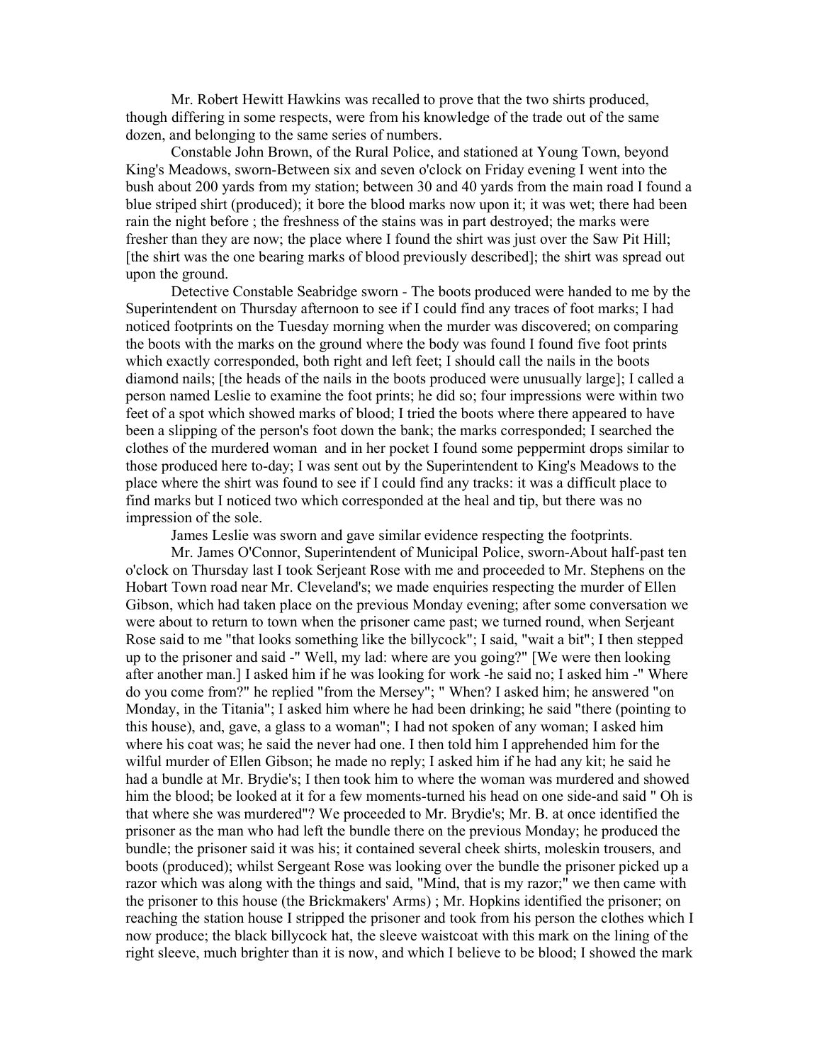Mr. Robert Hewitt Hawkins was recalled to prove that the two shirts produced, though differing in some respects, were from his knowledge of the trade out of the same dozen, and belonging to the same series of numbers.

Constable John Brown, of the Rural Police, and stationed at Young Town, beyond King's Meadows, sworn-Between six and seven o'clock on Friday evening I went into the bush about 200 yards from my station; between 30 and 40 yards from the main road I found a blue striped shirt (produced); it bore the blood marks now upon it; it was wet; there had been rain the night before ; the freshness of the stains was in part destroyed; the marks were fresher than they are now; the place where I found the shirt was just over the Saw Pit Hill; [the shirt was the one bearing marks of blood previously described]; the shirt was spread out upon the ground.

Detective Constable Seabridge sworn - The boots produced were handed to me by the Superintendent on Thursday afternoon to see if I could find any traces of foot marks; I had noticed footprints on the Tuesday morning when the murder was discovered; on comparing the boots with the marks on the ground where the body was found I found five foot prints which exactly corresponded, both right and left feet; I should call the nails in the boots diamond nails; [the heads of the nails in the boots produced were unusually large]; I called a person named Leslie to examine the foot prints; he did so; four impressions were within two feet of a spot which showed marks of blood; I tried the boots where there appeared to have been a slipping of the person's foot down the bank; the marks corresponded; I searched the clothes of the murdered woman and in her pocket I found some peppermint drops similar to those produced here to-day; I was sent out by the Superintendent to King's Meadows to the place where the shirt was found to see if I could find any tracks: it was a difficult place to find marks but I noticed two which corresponded at the heal and tip, but there was no impression of the sole.

James Leslie was sworn and gave similar evidence respecting the footprints.

Mr. James O'Connor, Superintendent of Municipal Police, sworn-About half-past ten o'clock on Thursday last I took Serjeant Rose with me and proceeded to Mr. Stephens on the Hobart Town road near Mr. Cleveland's; we made enquiries respecting the murder of Ellen Gibson, which had taken place on the previous Monday evening; after some conversation we were about to return to town when the prisoner came past; we turned round, when Serjeant Rose said to me "that looks something like the billycock"; I said, "wait a bit"; I then stepped up to the prisoner and said -" Well, my lad: where are you going?" [We were then looking after another man.] I asked him if he was looking for work -he said no; I asked him -" Where do you come from?" he replied "from the Mersey"; " When? I asked him; he answered "on Monday, in the Titania"; I asked him where he had been drinking; he said "there (pointing to this house), and, gave, a glass to a woman"; I had not spoken of any woman; I asked him where his coat was; he said the never had one. I then told him I apprehended him for the wilful murder of Ellen Gibson; he made no reply; I asked him if he had any kit; he said he had a bundle at Mr. Brydie's; I then took him to where the woman was murdered and showed him the blood; be looked at it for a few moments-turned his head on one side-and said " Oh is that where she was murdered"? We proceeded to Mr. Brydie's; Mr. B. at once identified the prisoner as the man who had left the bundle there on the previous Monday; he produced the bundle; the prisoner said it was his; it contained several cheek shirts, moleskin trousers, and boots (produced); whilst Sergeant Rose was looking over the bundle the prisoner picked up a razor which was along with the things and said, "Mind, that is my razor;" we then came with the prisoner to this house (the Brickmakers' Arms) ; Mr. Hopkins identified the prisoner; on reaching the station house I stripped the prisoner and took from his person the clothes which I now produce; the black billycock hat, the sleeve waistcoat with this mark on the lining of the right sleeve, much brighter than it is now, and which I believe to be blood; I showed the mark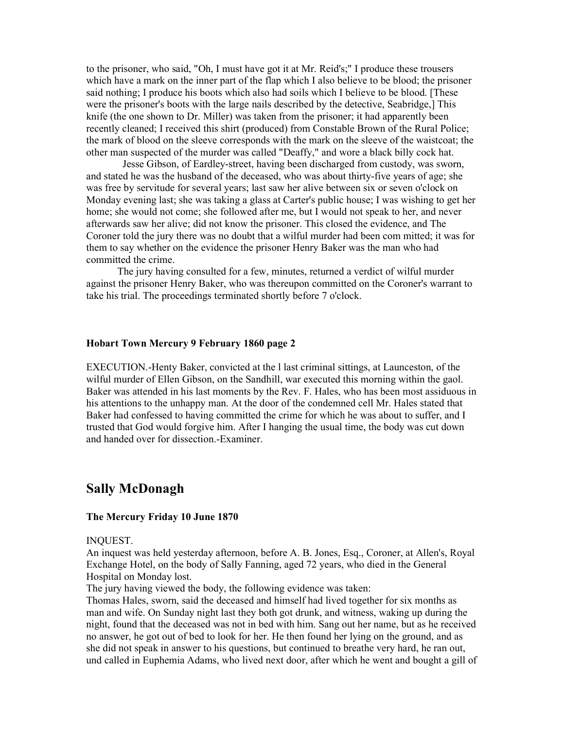to the prisoner, who said, "Oh, I must have got it at Mr. Reid's;" I produce these trousers which have a mark on the inner part of the flap which I also believe to be blood; the prisoner said nothing; I produce his boots which also had soils which I believe to be blood. [These were the prisoner's boots with the large nails described by the detective, Seabridge,] This knife (the one shown to Dr. Miller) was taken from the prisoner; it had apparently been recently cleaned; I received this shirt (produced) from Constable Brown of the Rural Police; the mark of blood on the sleeve corresponds with the mark on the sleeve of the waistcoat; the other man suspected of the murder was called "Deaffy," and wore a black billy cock hat.

Jesse Gibson, of Eardley-street, having been discharged from custody, was sworn, and stated he was the husband of the deceased, who was about thirty-five years of age; she was free by servitude for several years; last saw her alive between six or seven o'clock on Monday evening last; she was taking a glass at Carter's public house; I was wishing to get her home; she would not come; she followed after me, but I would not speak to her, and never afterwards saw her alive; did not know the prisoner. This closed the evidence, and The Coroner told the jury there was no doubt that a wilful murder had been com mitted; it was for them to say whether on the evidence the prisoner Henry Baker was the man who had committed the crime.

The jury having consulted for a few, minutes, returned a verdict of wilful murder against the prisoner Henry Baker, who was thereupon committed on the Coroner's warrant to take his trial. The proceedings terminated shortly before 7 o'clock.

**Hobart Town Mercury 9 February 1860 page 2**

EXECUTION.-Henty Baker, convicted at the l last criminal sittings, at Launceston, of the wilful murder of Ellen Gibson, on the Sandhill, war executed this morning within the gaol. Baker was attended in his last moments by the Rev. F. Hales, who has been most assiduous in his attentions to the unhappy man. At the door of the condemned cell Mr. Hales stated that Baker had confessed to having committed the crime for which he was about to suffer, and I trusted that God would forgive him. After I hanging the usual time, the body was cut down and handed over for dissection.-Examiner.

## Sally McDonagh

**The Mercury Friday 10 June 1870**

INQUEST.

An inquest was held yesterday afternoon, before A. B. Jones, Esq., Coroner, at Allen's, Royal Exchange Hotel, on the body of Sally Fanning, aged 72 years, who died in the General Hospital on Monday lost.

The jury having viewed the body, the following evidence was taken:

Thomas Hales, sworn, said the deceased and himself had lived together for six months as man and wife. On Sunday night last they both got drunk, and witness, waking up during the night, found that the deceased was not in bed with him. Sang out her name, but as he received no answer, he got out of bed to look for her. He then found her lying on the ground, and as she did not speak in answer to his questions, but continued to breathe very hard, he ran out, und called in Euphemia Adams, who lived next door, after which he went and bought a gill of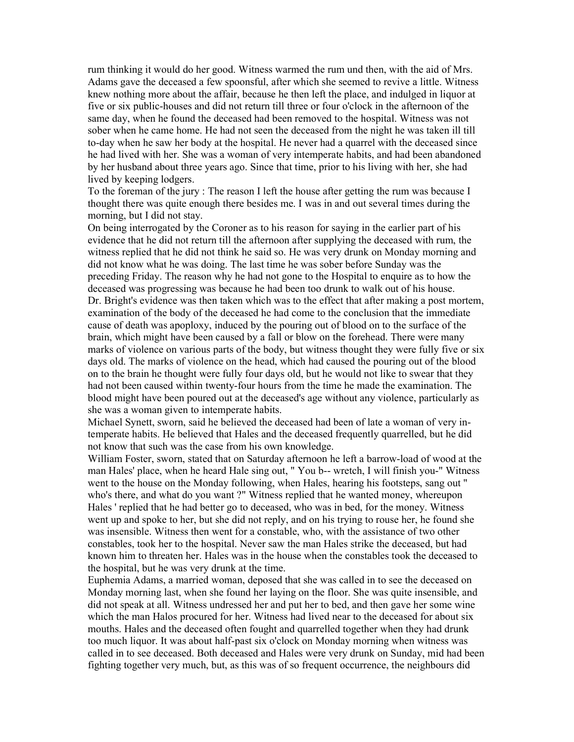rum thinking it would do her good. Witness warmed the rum und then, with the aid of Mrs. Adams gave the deceased a few spoonsful, after which she seemed to revive a little. Witness knew nothing more about the affair, because he then left the place, and indulged in liquor at five or six public-houses and did not return till three or four o'clock in the afternoon of the same day, when he found the deceased had been removed to the hospital. Witness was not sober when he came home. He had not seen the deceased from the night he was taken ill till to-day when he saw her body at the hospital. He never had a quarrel with the deceased since he had lived with her. She was a woman of very intemperate habits, and had been abandoned by her husband about three years ago. Since that time, prior to his living with her, she had lived by keeping lodgers.

To the foreman of the jury : The reason I left the house after getting the rum was because I thought there was quite enough there besides me. I was in and out several times during the morning, but I did not stay.

On being interrogated by the Coroner as to his reason for saying in the earlier part of his evidence that he did not return till the afternoon after supplying the deceased with rum, the witness replied that he did not think he said so. He was very drunk on Monday morning and did not know what he was doing. The last time he was sober before Sunday was the preceding Friday. The reason why he had not gone to the Hospital to enquire as to how the deceased was progressing was because he had been too drunk to walk out of his house.

Dr. Bright's evidence was then taken which was to the effect that after making a post mortem, examination of the body of the deceased he had come to the conclusion that the immediate cause of death was apoploxy, induced by the pouring out of blood on to the surface of the brain, which might have been caused by a fall or blow on the forehead. There were many marks of violence on various parts of the body, but witness thought they were fully five or six days old. The marks of violence on the head, which had caused the pouring out of the blood on to the brain he thought were fully four days old, but he would not like to swear that they had not been caused within twenty-four hours from the time he made the examination. The blood might have been poured out at the deceased's age without any violence, particularly as she was a woman given to intemperate habits.

Michael Synett, sworn, said he believed the deceased had been of late a woman of very in-temperate habits. He believed that Hales and the deceased frequently quarrelled, but he did not know that such was the case from his own knowledge.

William Foster, sworn, stated that on Saturday afternoon he left a barrow-load of wood at the man Hales' place, when he heard Hale sing out, " You b-- wretch, I will finish you-" Witness went to the house on the Monday following, when Hales, hearing his footsteps, sang out " who's there, and what do you want ?" Witness replied that he wanted money, whereupon Hales ' replied that he had better go to deceased, who was in bed, for the money. Witness went up and spoke to her, but she did not reply, and on his trying to rouse her, he found she was insensible. Witness then went for a constable, who, with the assistance of two other constables, took her to the hospital. Never saw the man Hales strike the deceased, but had known him to threaten her. Hales was in the house when the constables took the deceased to the hospital, but he was very drunk at the time.

Euphemia Adams, a married woman, deposed that she was called in to see the deceased on Monday morning last, when she found her laying on the floor. She was quite insensible, and did not speak at all. Witness undressed her and put her to bed, and then gave her some wine which the man Halos procured for her. Witness had lived near to the deceased for about six mouths. Hales and the deceased often fought and quarrelled together when they had drunk too much liquor. It was about half-past six o'clock on Monday morning when witness was called in to see deceased. Both deceased and Hales were very drunk on Sunday, mid had been fighting together very much, but, as this was of so frequent occurrence, the neighbours did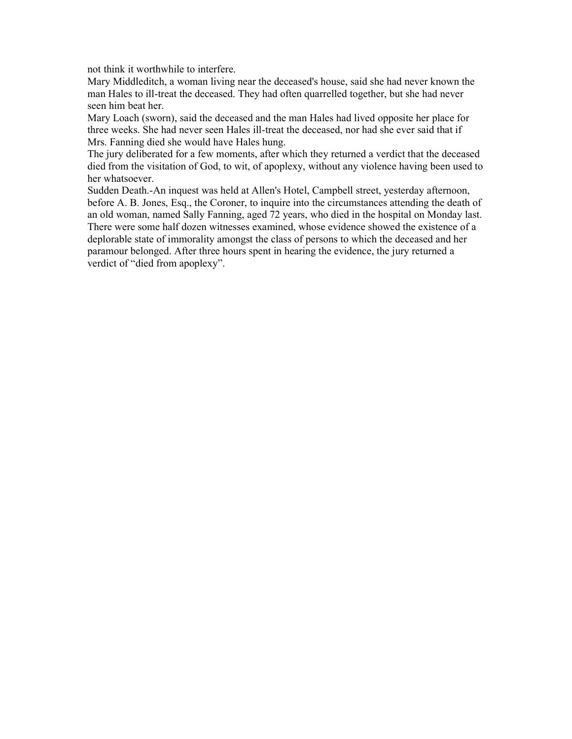not think it worthwhile to interfere.

Mary Middleditch, a woman living near the deceased's house, said she had never known the man Hales to ill-treat the deceased. They had often quarrelled together, but she had never seen him beat her.

Mary Loach (sworn), said the deceased and the man Hales had lived opposite her place for three weeks. She had never seen Hales ill-treat the deceased, nor had she ever said that if Mrs. Fanning died she would have Hales hung.

The jury deliberated for a few moments, after which they returned a verdict that the deceased died from the visitation of God, to wit, of apoplexy, without any violence having been used to her whatsoever.

Sudden Death.-An inquest was held at Allen's Hotel, Campbell street, yesterday afternoon, before A. B. Jones, Esq., the Coroner, to inquire into the circumstances attending the death of an old woman, named Sally Fanning, aged 72 years, who died in the hospital on Monday last. There were some half dozen witnesses examined, whose evidence showed the existence of a deplorable state of immorality amongst the class of persons to which the deceased and her paramour belonged. After three hours spent in hearing the evidence, the jury returned a verdict of "died from apoplexy".